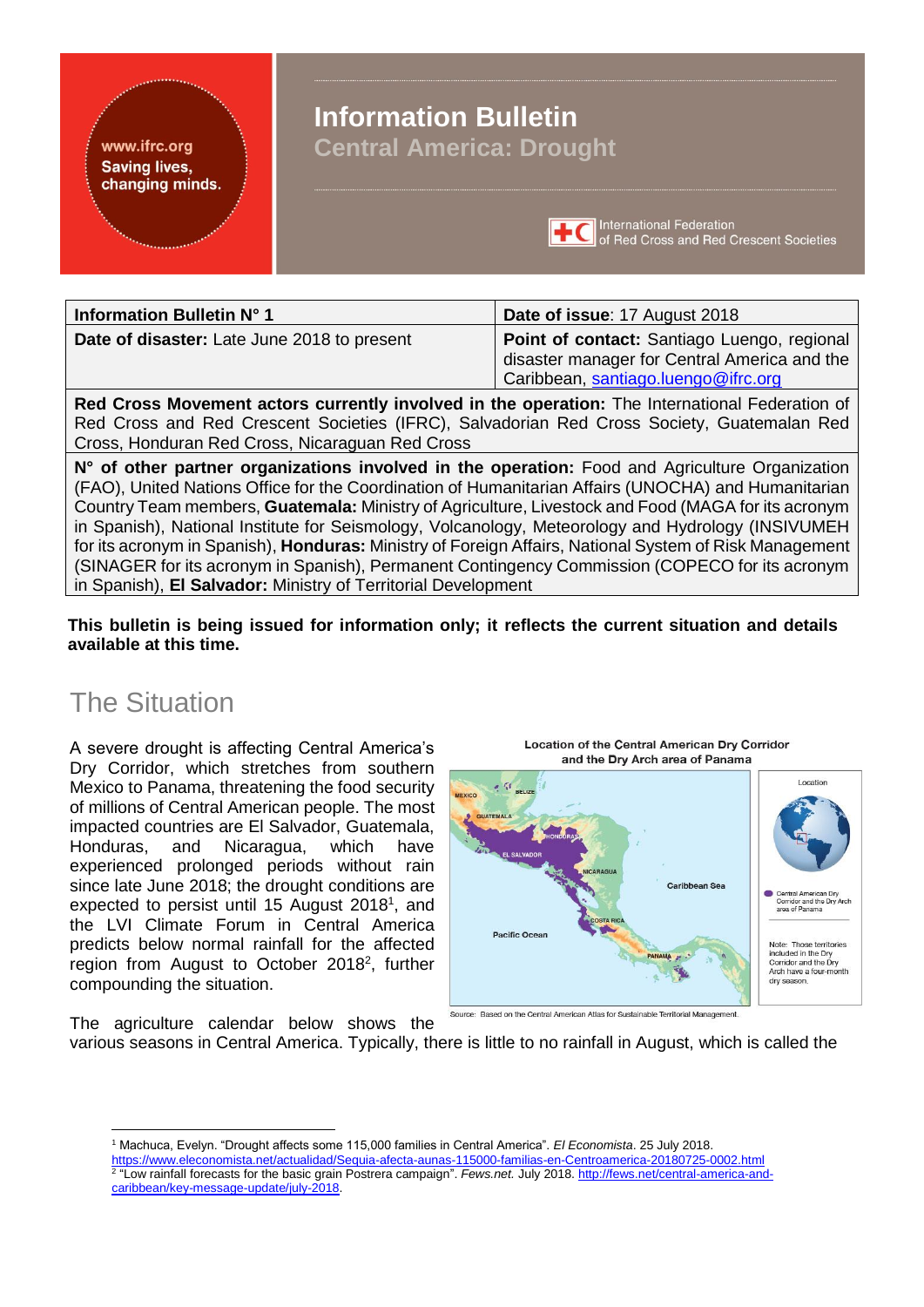# Information Bulletin

## Central America: Drought

| **Information Bulletin N° 1** | **Date of issue**: 17 August 2018 |
|---|---|
| **Date of disaster:** Late June 2018 to present | **Point of contact:** Santiago Luengo, regional disaster manager for Central America and the Caribbean, santiago.luengo@ifrc.org |
| **Red Cross Movement actors currently involved in the operation:** The International Federation of Red Cross and Red Crescent Societies (IFRC), Salvadorian Red Cross Society, Guatemalan Red Cross, Honduran Red Cross, Nicaraguan Red Cross | |
| **N° of other partner organizations involved in the operation:** Food and Agriculture Organization (FAO), United Nations Office for the Coordination of Humanitarian Affairs (UNOCHA) and Humanitarian Country Team members, **Guatemala:** Ministry of Agriculture, Livestock and Food (MAGA for its acronym in Spanish), National Institute for Seismology, Volcanology, Meteorology and Hydrology (INSIVUMEH for its acronym in Spanish), **Honduras:** Ministry of Foreign Affairs, National System of Risk Management (SINAGER for its acronym in Spanish), Permanent Contingency Commission (COPECO for its acronym in Spanish), **El Salvador:** Ministry of Territorial Development | |

**This bulletin is being issued for information only; it reflects the current situation and details available at this time.**

# The Situation

A severe drought is affecting Central America's Dry Corridor, which stretches from southern Mexico to Panama, threatening the food security of millions of Central American people. The most impacted countries are El Salvador, Guatemala, Honduras, and Nicaragua, which have experienced prolonged periods without rain since late June 2018; the drought conditions are expected to persist until 15 August 2018[1], and the LVI Climate Forum in Central America predicts below normal rainfall for the affected region from August to October 2018[2], further compounding the situation.

Location of the Central American Dry Corridor and the Dry Arch area of Panama

Source: Based on the Central American Atlas for Sustainable Territorial Management.

The agriculture calendar below shows the various seasons in Central America. Typically, there is little to no rainfall in August, which is called the

---

[1] Machuca, Evelyn. "Drought affects some 115,000 families in Central America". *El Economista*. 25 July 2018. https://www.eleconomista.net/actualidad/Sequia-afecta-aunas-115000-familias-en-Centroamerica-20180725-0002.html

[2] "Low rainfall forecasts for the basic grain Postrera campaign". *Fews.net.* July 2018. http://fews.net/central-america-and-caribbean/key-message-update/july-2018.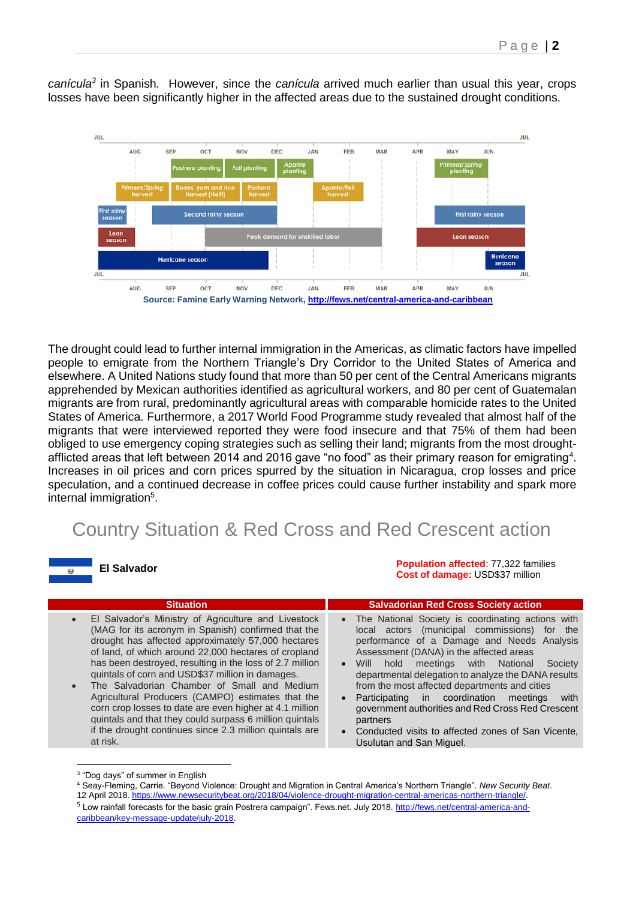*canícula*[3] in Spanish. However, since the *canícula* arrived much earlier than usual this year, crops losses have been significantly higher in the affected areas due to the sustained drought conditions.

Source: Famine Early Warning Network, http://fews.net/central-america-and-caribbean

The drought could lead to further internal immigration in the Americas, as climatic factors have impelled people to emigrate from the Northern Triangle's Dry Corridor to the United States of America and elsewhere. A United Nations study found that more than 50 per cent of the Central Americans migrants apprehended by Mexican authorities identified as agricultural workers, and 80 per cent of Guatemalan migrants are from rural, predominantly agricultural areas with comparable homicide rates to the United States of America. Furthermore, a 2017 World Food Programme study revealed that almost half of the migrants that were interviewed reported they were food insecure and that 75% of them had been obliged to use emergency coping strategies such as selling their land; migrants from the most drought-afflicted areas that left between 2014 and 2016 gave "no food" as their primary reason for emigrating[4]. Increases in oil prices and corn prices spurred by the situation in Nicaragua, crop losses and price speculation, and a continued decrease in coffee prices could cause further instability and spark more internal immigration[5].

# Country Situation & Red Cross and Red Crescent action

**El Salvador**

**Population affected**: 77,322 families
**Cost of damage:** USD$37 million

| Situation | Salvadorian Red Cross Society action |
|---|---|
| • El Salvador's Ministry of Agriculture and Livestock (MAG for its acronym in Spanish) confirmed that the drought has affected approximately 57,000 hectares of land, of which around 22,000 hectares of cropland has been destroyed, resulting in the loss of 2.7 million quintals of corn and USD$37 million in damages.<br>• The Salvadorian Chamber of Small and Medium Agricultural Producers (CAMPO) estimates that the corn crop losses to date are even higher at 4.1 million quintals and that they could surpass 6 million quintals if the drought continues since 2.3 million quintals are at risk. | • The National Society is coordinating actions with local actors (municipal commissions) for the performance of a Damage and Needs Analysis Assessment (DANA) in the affected areas<br>• Will hold meetings with National Society departmental delegation to analyze the DANA results from the most affected departments and cities<br>• Participating in coordination meetings with government authorities and Red Cross Red Crescent partners<br>• Conducted visits to affected zones of San Vicente, Usulutan and San Miguel. |

[3] "Dog days" of summer in English
[4] Seay-Fleming, Carrie. "Beyond Violence: Drought and Migration in Central America's Northern Triangle". *New Security Beat*. 12 April 2018. https://www.newsecuritybeat.org/2018/04/violence-drought-migration-central-americas-northern-triangle/.
[5] Low rainfall forecasts for the basic grain Postrera campaign". Fews.net. July 2018. http://fews.net/central-america-and-caribbean/key-message-update/july-2018.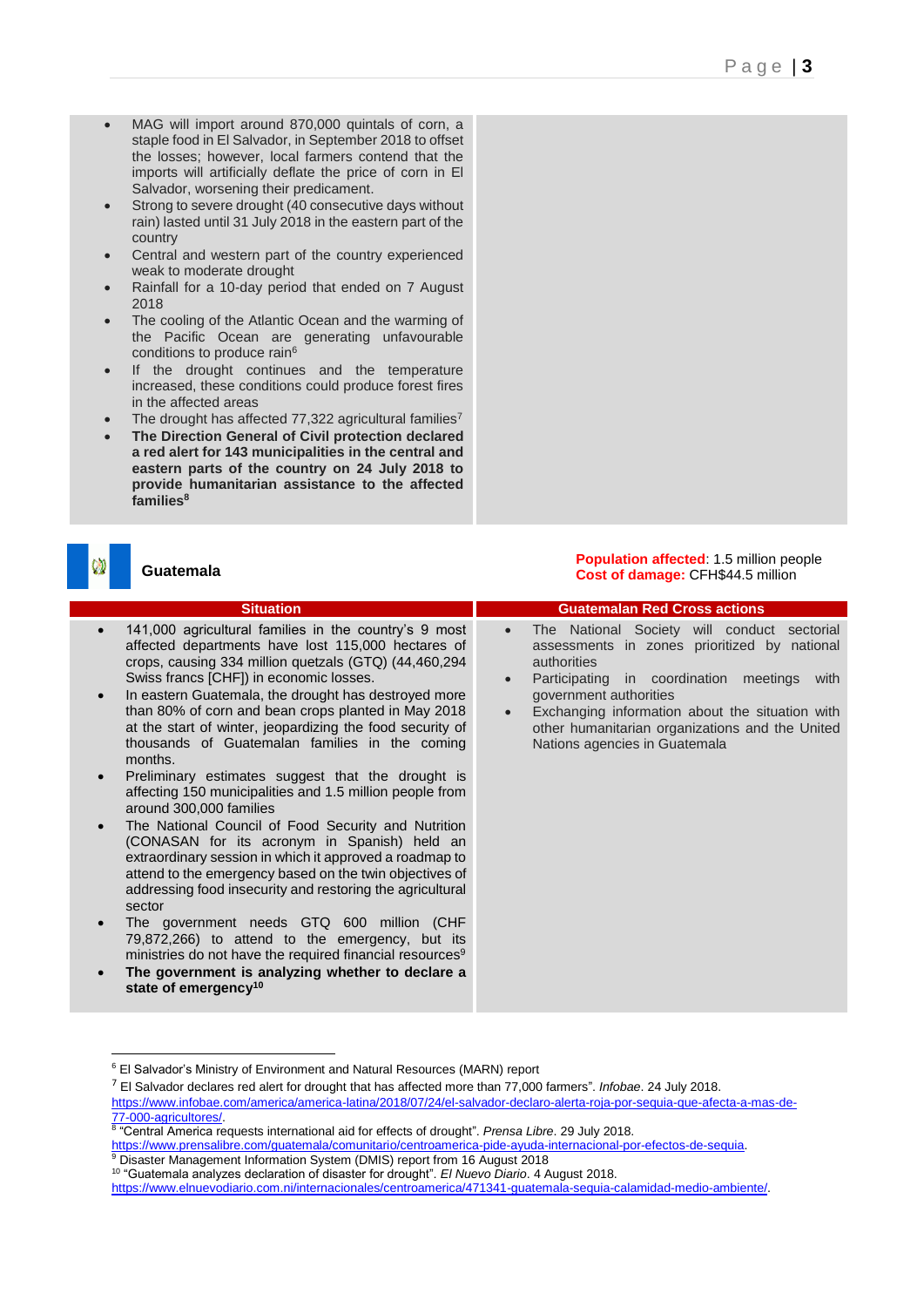- MAG will import around 870,000 quintals of corn, a staple food in El Salvador, in September 2018 to offset the losses; however, local farmers contend that the imports will artificially deflate the price of corn in El Salvador, worsening their predicament.
- Strong to severe drought (40 consecutive days without rain) lasted until 31 July 2018 in the eastern part of the country
- Central and western part of the country experienced weak to moderate drought
- Rainfall for a 10-day period that ended on 7 August 2018
- The cooling of the Atlantic Ocean and the warming of the Pacific Ocean are generating unfavourable conditions to produce rain[6]
- If the drought continues and the temperature increased, these conditions could produce forest fires in the affected areas
- The drought has affected 77,322 agricultural families[7]
- **The Direction General of Civil protection declared a red alert for 143 municipalities in the central and eastern parts of the country on 24 July 2018 to provide humanitarian assistance to the affected families[8]**

## Guatemala

**Population affected**: 1.5 million people
**Cost of damage:** CFH$44.5 million

| Situation | Guatemalan Red Cross actions |
|---|---|
| • 141,000 agricultural families in the country's 9 most affected departments have lost 115,000 hectares of crops, causing 334 million quetzals (GTQ) (44,460,294 Swiss francs [CHF]) in economic losses.<br>• In eastern Guatemala, the drought has destroyed more than 80% of corn and bean crops planted in May 2018 at the start of winter, jeopardizing the food security of thousands of Guatemalan families in the coming months.<br>• Preliminary estimates suggest that the drought is affecting 150 municipalities and 1.5 million people from around 300,000 families<br>• The National Council of Food Security and Nutrition (CONASAN for its acronym in Spanish) held an extraordinary session in which it approved a roadmap to attend to the emergency based on the twin objectives of addressing food insecurity and restoring the agricultural sector<br>• The government needs GTQ 600 million (CHF 79,872,266) to attend to the emergency, but its ministries do not have the required financial resources[9]<br>• **The government is analyzing whether to declare a state of emergency[10]** | • The National Society will conduct sectorial assessments in zones prioritized by national authorities<br>• Participating in coordination meetings with government authorities<br>• Exchanging information about the situation with other humanitarian organizations and the United Nations agencies in Guatemala |

---

[6] El Salvador's Ministry of Environment and Natural Resources (MARN) report

[7] El Salvador declares red alert for drought that has affected more than 77,000 farmers". *Infobae*. 24 July 2018. https://www.infobae.com/america/america-latina/2018/07/24/el-salvador-declaro-alerta-roja-por-sequia-que-afecta-a-mas-de-77-000-agricultores/.

[8] "Central America requests international aid for effects of drought". *Prensa Libre*. 29 July 2018. https://www.prensalibre.com/guatemala/comunitario/centroamerica-pide-ayuda-internacional-por-efectos-de-sequia.

[9] Disaster Management Information System (DMIS) report from 16 August 2018

[10] "Guatemala analyzes declaration of disaster for drought". *El Nuevo Diario*. 4 August 2018. https://www.elnuevodiario.com.ni/internacionales/centroamerica/471341-guatemala-sequia-calamidad-medio-ambiente/.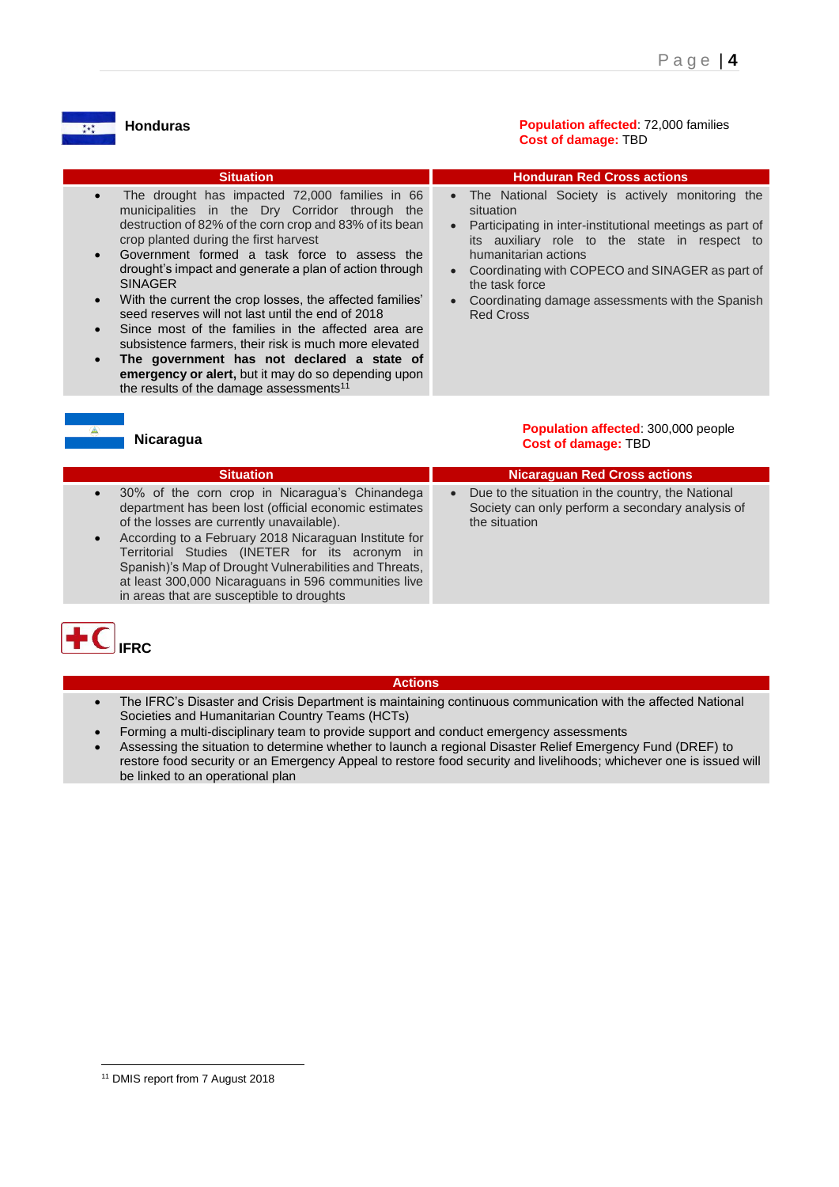## Honduras

**Population affected**: 72,000 families
**Cost of damage:** TBD

| Situation | Honduran Red Cross actions |
|---|---|
| • The drought has impacted 72,000 families in 66 municipalities in the Dry Corridor through the destruction of 82% of the corn crop and 83% of its bean crop planted during the first harvest<br>• Government formed a task force to assess the drought's impact and generate a plan of action through SINAGER<br>• With the current the crop losses, the affected families' seed reserves will not last until the end of 2018<br>• Since most of the families in the affected area are subsistence farmers, their risk is much more elevated<br>• **The government has not declared a state of emergency or alert,** but it may do so depending upon the results of the damage assessments[11] | • The National Society is actively monitoring the situation<br>• Participating in inter-institutional meetings as part of its auxiliary role to the state in respect to humanitarian actions<br>• Coordinating with COPECO and SINAGER as part of the task force<br>• Coordinating damage assessments with the Spanish Red Cross |

## Nicaragua

**Population affected**: 300,000 people
**Cost of damage:** TBD

| Situation | Nicaraguan Red Cross actions |
|---|---|
| • 30% of the corn crop in Nicaragua's Chinandega department has been lost (official economic estimates of the losses are currently unavailable).<br>• According to a February 2018 Nicaraguan Institute for Territorial Studies (INETER for its acronym in Spanish)'s Map of Drought Vulnerabilities and Threats, at least 300,000 Nicaraguans in 596 communities live in areas that are susceptible to droughts | • Due to the situation in the country, the National Society can only perform a secondary analysis of the situation |

## IFRC

| Actions |
|---|
| • The IFRC's Disaster and Crisis Department is maintaining continuous communication with the affected National Societies and Humanitarian Country Teams (HCTs)<br>• Forming a multi-disciplinary team to provide support and conduct emergency assessments<br>• Assessing the situation to determine whether to launch a regional Disaster Relief Emergency Fund (DREF) to restore food security or an Emergency Appeal to restore food security and livelihoods; whichever one is issued will be linked to an operational plan |

[11] DMIS report from 7 August 2018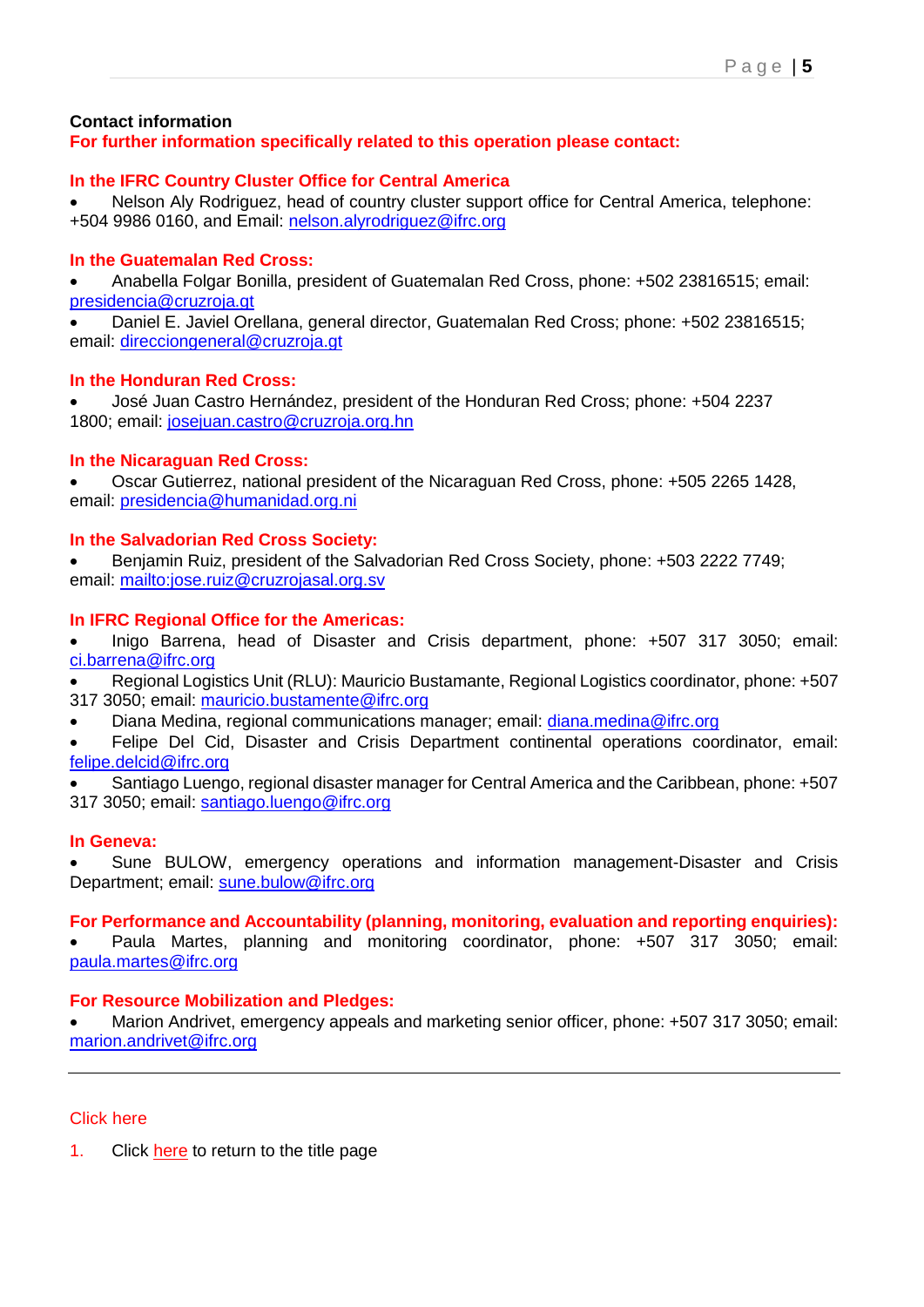**Contact information**

**For further information specifically related to this operation please contact:**

**In the IFRC Country Cluster Office for Central America**

- Nelson Aly Rodriguez, head of country cluster support office for Central America, telephone: +504 9986 0160, and Email: nelson.alyrodriguez@ifrc.org

**In the Guatemalan Red Cross:**

- Anabella Folgar Bonilla, president of Guatemalan Red Cross, phone: +502 23816515; email: presidencia@cruzroja.gt
- Daniel E. Javiel Orellana, general director, Guatemalan Red Cross; phone: +502 23816515; email: direcciongeneral@cruzroja.gt

**In the Honduran Red Cross:**

- José Juan Castro Hernández, president of the Honduran Red Cross; phone: +504 2237 1800; email: josejuan.castro@cruzroja.org.hn

**In the Nicaraguan Red Cross:**

- Oscar Gutierrez, national president of the Nicaraguan Red Cross, phone: +505 2265 1428, email: presidencia@humanidad.org.ni

**In the Salvadorian Red Cross Society:**

- Benjamin Ruiz, president of the Salvadorian Red Cross Society, phone: +503 2222 7749; email: mailto:jose.ruiz@cruzrojasal.org.sv

**In IFRC Regional Office for the Americas:**

- Inigo Barrena, head of Disaster and Crisis department, phone: +507 317 3050; email: ci.barrena@ifrc.org
- Regional Logistics Unit (RLU): Mauricio Bustamante, Regional Logistics coordinator, phone: +507 317 3050; email: mauricio.bustamente@ifrc.org
- Diana Medina, regional communications manager; email: diana.medina@ifrc.org
- Felipe Del Cid, Disaster and Crisis Department continental operations coordinator, email: felipe.delcid@ifrc.org
- Santiago Luengo, regional disaster manager for Central America and the Caribbean, phone: +507 317 3050; email: santiago.luengo@ifrc.org

**In Geneva:**

- Sune BULOW, emergency operations and information management-Disaster and Crisis Department; email: sune.bulow@ifrc.org

**For Performance and Accountability (planning, monitoring, evaluation and reporting enquiries):**

- Paula Martes, planning and monitoring coordinator, phone: +507 317 3050; email: paula.martes@ifrc.org

**For Resource Mobilization and Pledges:**

- Marion Andrivet, emergency appeals and marketing senior officer, phone: +507 317 3050; email: marion.andrivet@ifrc.org

---

Click here

1. Click here to return to the title page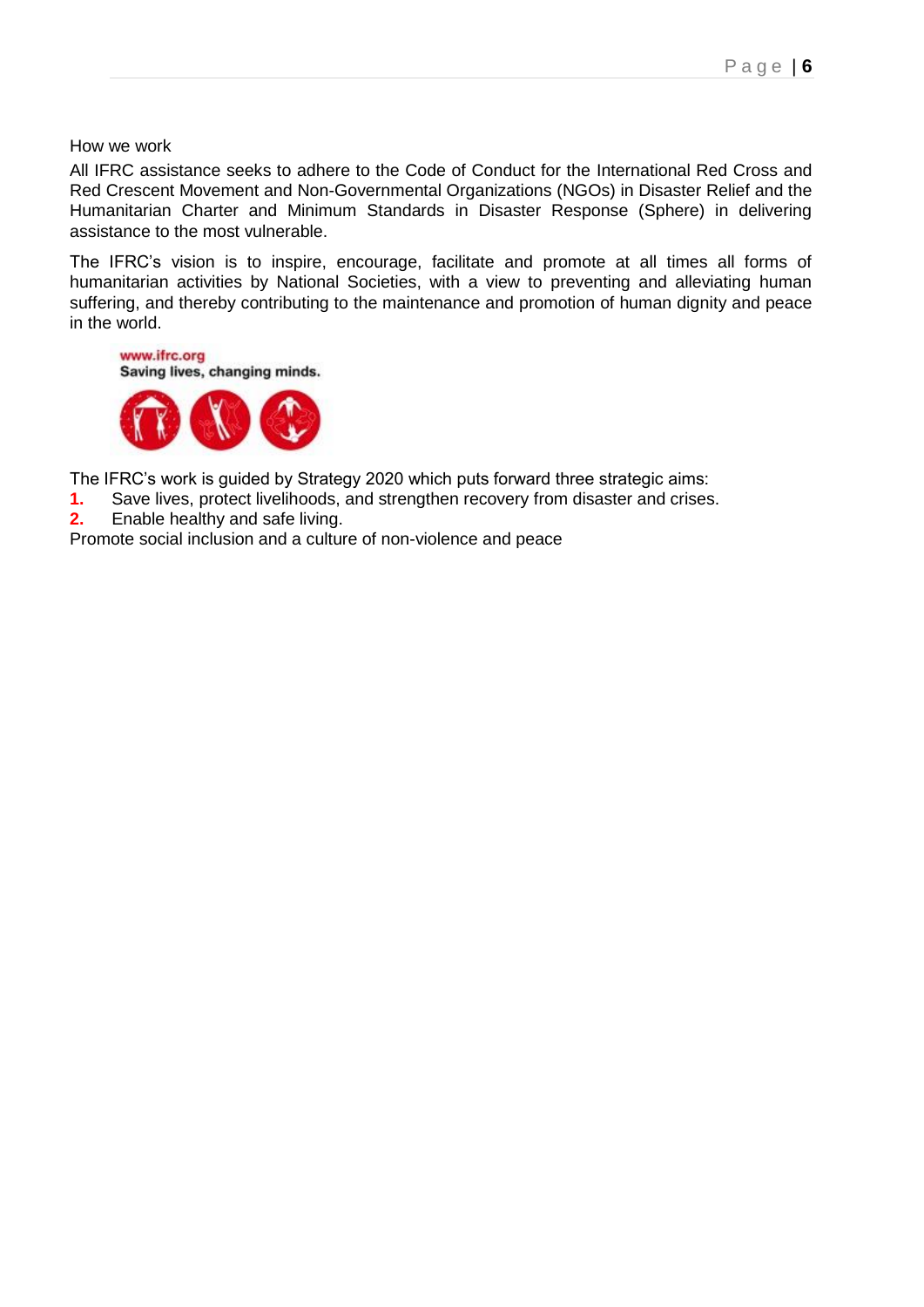How we work

All IFRC assistance seeks to adhere to the Code of Conduct for the International Red Cross and Red Crescent Movement and Non-Governmental Organizations (NGOs) in Disaster Relief and the Humanitarian Charter and Minimum Standards in Disaster Response (Sphere) in delivering assistance to the most vulnerable.

The IFRC's vision is to inspire, encourage, facilitate and promote at all times all forms of humanitarian activities by National Societies, with a view to preventing and alleviating human suffering, and thereby contributing to the maintenance and promotion of human dignity and peace in the world.

www.ifrc.org
Saving lives, changing minds.

The IFRC's work is guided by Strategy 2020 which puts forward three strategic aims:

1. Save lives, protect livelihoods, and strengthen recovery from disaster and crises.
2. Enable healthy and safe living.

Promote social inclusion and a culture of non-violence and peace